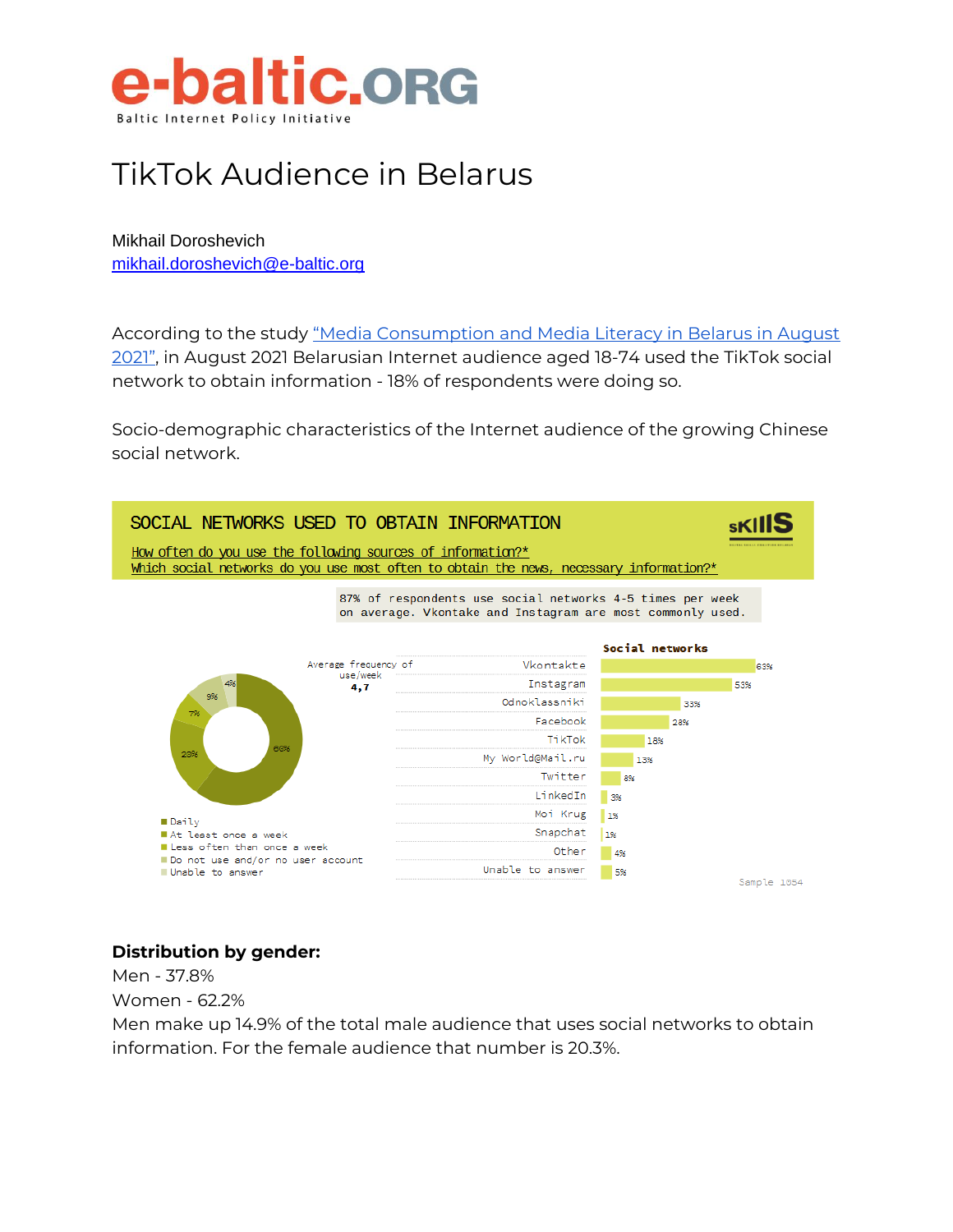# e-baltic.ORG

Baltic Internet Policy Initiative

# TikTok Audience in Belarus

Mikhail Doroshevich
mikhail.doroshevich@e-baltic.org

According to the study "Media Consumption and Media Literacy in Belarus in August 2021", in August 2021 Belarusian Internet audience aged 18-74 used the TikTok social network to obtain information - 18% of respondents were doing so.

Socio-demographic characteristics of the Internet audience of the growing Chinese social network.

## SOCIAL NETWORKS USED TO OBTAIN INFORMATION

How often do you use the following sources of information?*
Which social networks do you use most often to obtain the news, necessary information?*

87% of respondents use social networks 4-5 times per week on average. Vkontake and Instagram are most commonly used.

Average frequency of use/week: 4,7

| Frequency | % |
|---|---|
| Daily | 60% |
| At least once a week | 20% |
| Less often than once a week | 7% |
| Do not use and/or no user account | 9% |
| Unable to answer | 4% |

| Social networks | % |
|---|---|
| Vkontakte | 63% |
| Instagram | 53% |
| Odnoklassniki | 33% |
| Facebook | 28% |
| TikTok | 18% |
| My World@Mail.ru | 13% |
| Twitter | 8% |
| LinkedIn | 3% |
| Moi Krug | 1% |
| Snapchat | 1% |
| Other | 4% |
| Unable to answer | 5% |

Sample 1054

**Distribution by gender:**

Men - 37.8%

Women - 62.2%

Men make up 14.9% of the total male audience that uses social networks to obtain information. For the female audience that number is 20.3%.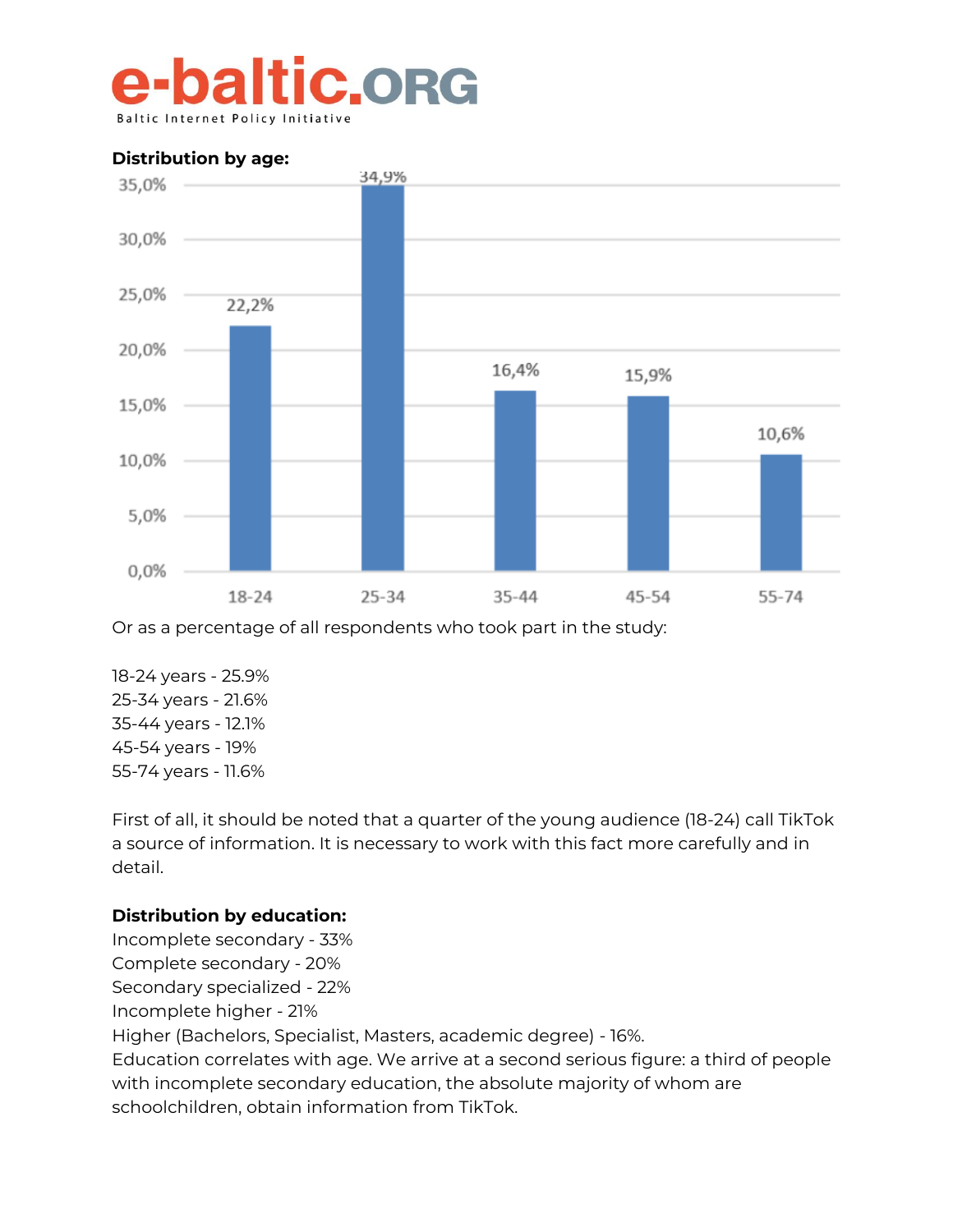**Distribution by age:**

| Age | Percentage |
|---|---|
| 18-24 | 22,2% |
| 25-34 | 34,9% |
| 35-44 | 16,4% |
| 45-54 | 15,9% |
| 55-74 | 10,6% |

Or as a percentage of all respondents who took part in the study:

18-24 years - 25.9%
25-34 years - 21.6%
35-44 years - 12.1%
45-54 years - 19%
55-74 years - 11.6%

First of all, it should be noted that a quarter of the young audience (18-24) call TikTok a source of information. It is necessary to work with this fact more carefully and in detail.

**Distribution by education:**
Incomplete secondary - 33%
Complete secondary - 20%
Secondary specialized - 22%
Incomplete higher - 21%
Higher (Bachelors, Specialist, Masters, academic degree) - 16%.
Education correlates with age. We arrive at a second serious figure: a third of people with incomplete secondary education, the absolute majority of whom are schoolchildren, obtain information from TikTok.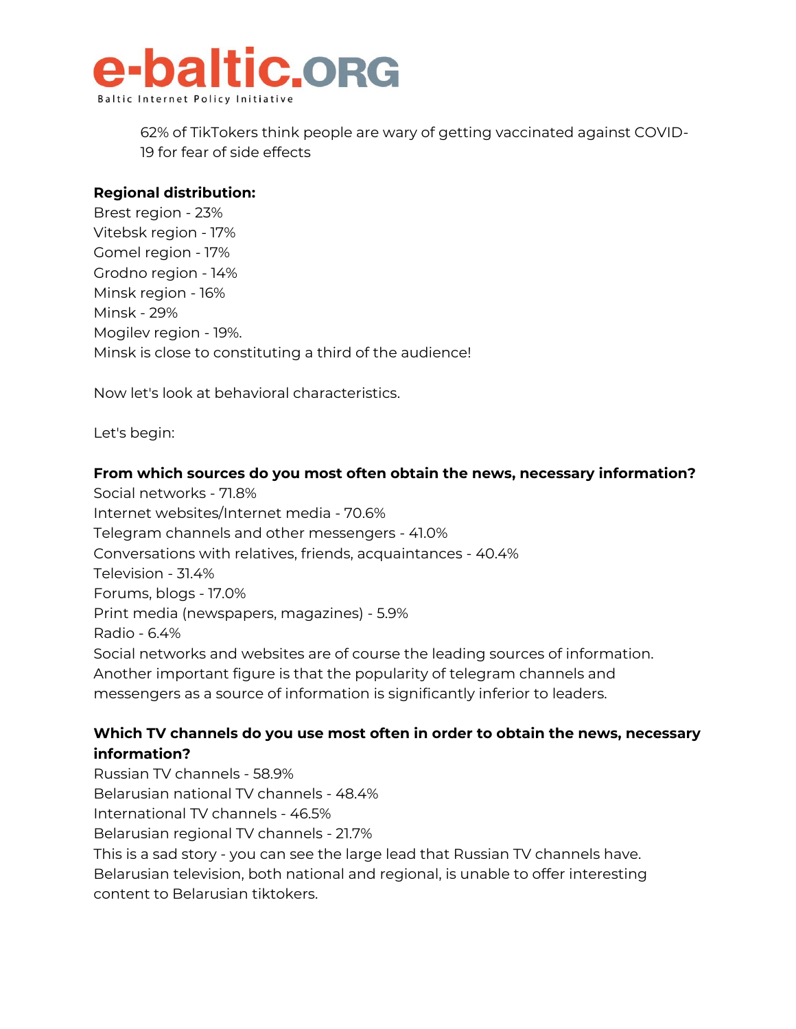62% of TikTokers think people are wary of getting vaccinated against COVID-19 for fear of side effects

**Regional distribution:**

Brest region - 23%
Vitebsk region - 17%
Gomel region - 17%
Grodno region - 14%
Minsk region - 16%
Minsk - 29%
Mogilev region - 19%.
Minsk is close to constituting a third of the audience!

Now let's look at behavioral characteristics.

Let's begin:

**From which sources do you most often obtain the news, necessary information?**

Social networks - 71.8%
Internet websites/Internet media - 70.6%
Telegram channels and other messengers - 41.0%
Conversations with relatives, friends, acquaintances - 40.4%
Television - 31.4%
Forums, blogs - 17.0%
Print media (newspapers, magazines) - 5.9%
Radio - 6.4%
Social networks and websites are of course the leading sources of information. Another important figure is that the popularity of telegram channels and messengers as a source of information is significantly inferior to leaders.

**Which TV channels do you use most often in order to obtain the news, necessary information?**

Russian TV channels - 58.9%
Belarusian national TV channels - 48.4%
International TV channels - 46.5%
Belarusian regional TV channels - 21.7%
This is a sad story - you can see the large lead that Russian TV channels have. Belarusian television, both national and regional, is unable to offer interesting content to Belarusian tiktokers.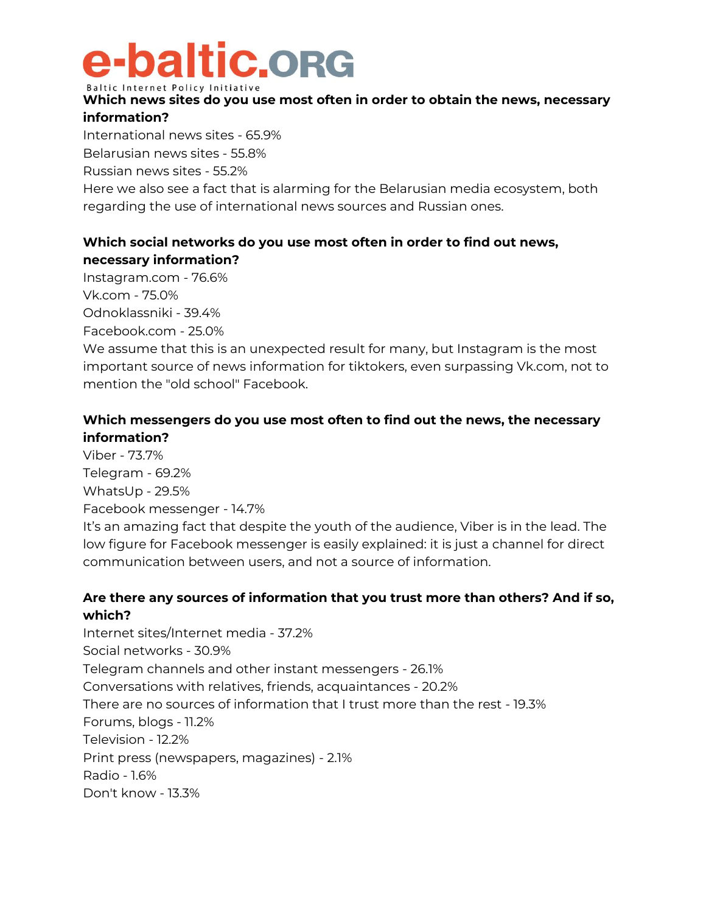**Which news sites do you use most often in order to obtain the news, necessary information?**

International news sites - 65.9%
Belarusian news sites - 55.8%
Russian news sites - 55.2%

Here we also see a fact that is alarming for the Belarusian media ecosystem, both regarding the use of international news sources and Russian ones.

**Which social networks do you use most often in order to find out news, necessary information?**

Instagram.com - 76.6%
Vk.com - 75.0%
Odnoklassniki - 39.4%
Facebook.com - 25.0%

We assume that this is an unexpected result for many, but Instagram is the most important source of news information for tiktokers, even surpassing Vk.com, not to mention the "old school" Facebook.

**Which messengers do you use most often to find out the news, the necessary information?**

Viber - 73.7%
Telegram - 69.2%
WhatsUp - 29.5%
Facebook messenger - 14.7%

It's an amazing fact that despite the youth of the audience, Viber is in the lead. The low figure for Facebook messenger is easily explained: it is just a channel for direct communication between users, and not a source of information.

**Are there any sources of information that you trust more than others? And if so, which?**

Internet sites/Internet media - 37.2%
Social networks - 30.9%
Telegram channels and other instant messengers - 26.1%
Conversations with relatives, friends, acquaintances - 20.2%
There are no sources of information that I trust more than the rest - 19.3%
Forums, blogs - 11.2%
Television - 12.2%
Print press (newspapers, magazines) - 2.1%
Radio - 1.6%
Don't know - 13.3%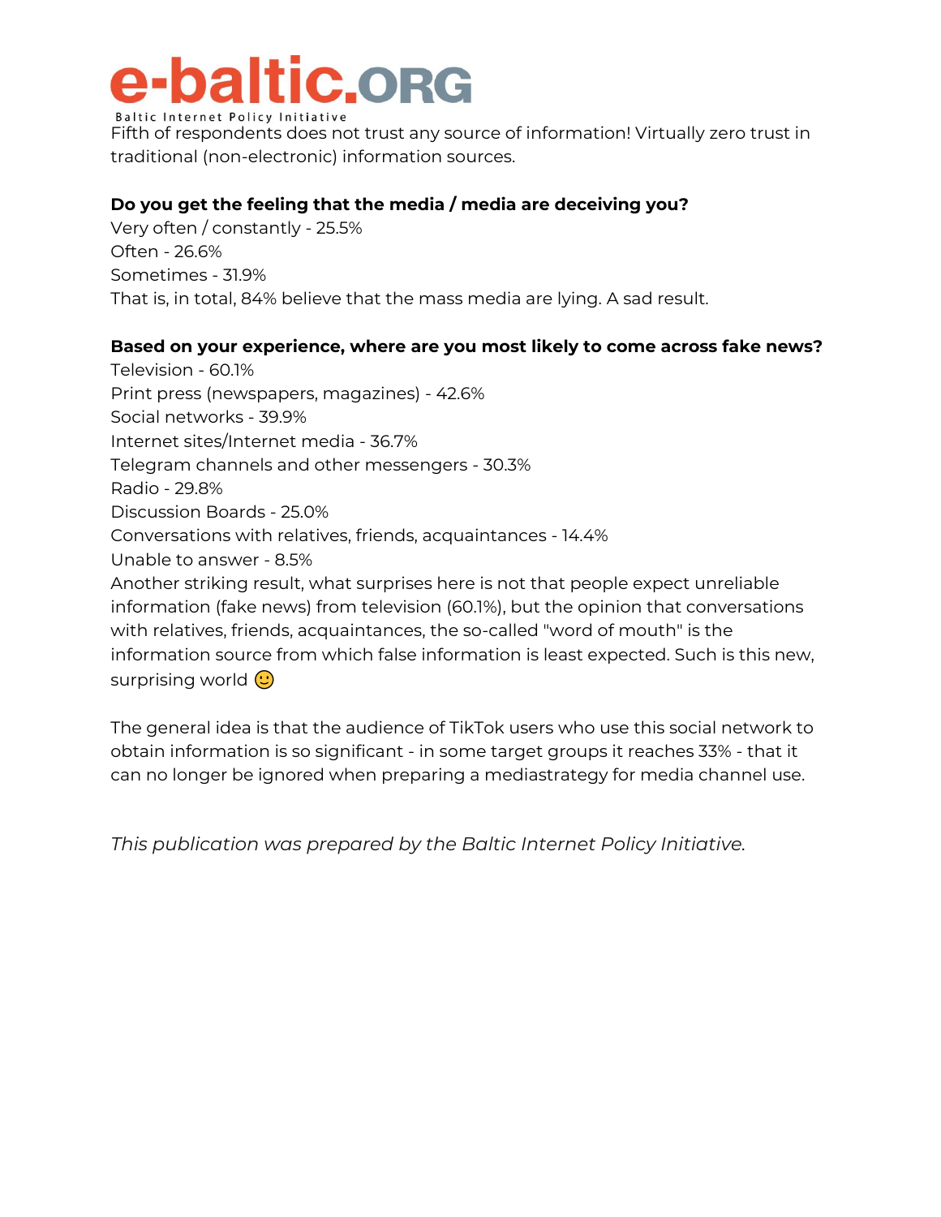Fifth of respondents does not trust any source of information! Virtually zero trust in traditional (non-electronic) information sources.

**Do you get the feeling that the media / media are deceiving you?**

Very often / constantly - 25.5%
Often - 26.6%
Sometimes - 31.9%
That is, in total, 84% believe that the mass media are lying. A sad result.

**Based on your experience, where are you most likely to come across fake news?**

Television - 60.1%
Print press (newspapers, magazines) - 42.6%
Social networks - 39.9%
Internet sites/Internet media - 36.7%
Telegram channels and other messengers - 30.3%
Radio - 29.8%
Discussion Boards - 25.0%
Conversations with relatives, friends, acquaintances - 14.4%
Unable to answer - 8.5%
Another striking result, what surprises here is not that people expect unreliable information (fake news) from television (60.1%), but the opinion that conversations with relatives, friends, acquaintances, the so-called "word of mouth" is the information source from which false information is least expected. Such is this new, surprising world 🙂

The general idea is that the audience of TikTok users who use this social network to obtain information is so significant - in some target groups it reaches 33% - that it can no longer be ignored when preparing a mediastrategy for media channel use.

*This publication was prepared by the Baltic Internet Policy Initiative.*